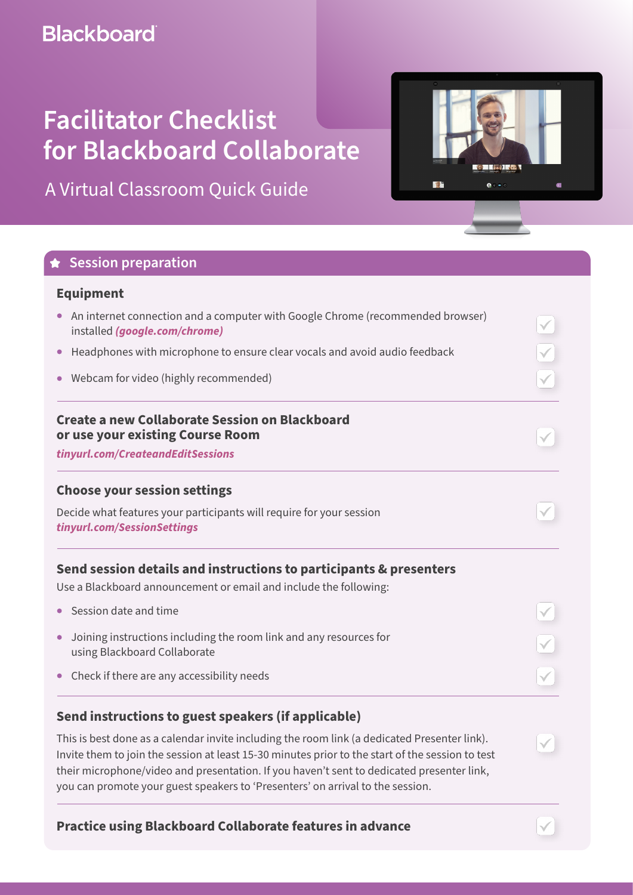Blackboard

# Facilitator Checklist for Blackboard Collaborate

A Virtual Classroom Quick Guide

## Session preparation

### Equipment

- An internet connection and a computer with Google Chrome (recommended browser) installed ***(google.com/chrome)***
- Headphones with microphone to ensure clear vocals and avoid audio feedback
- Webcam for video (highly recommended)

### Create a new Collaborate Session on Blackboard or use your existing Course Room

***tinyurl.com/CreateandEditSessions***

### Choose your session settings

Decide what features your participants will require for your session
***tinyurl.com/SessionSettings***

### Send session details and instructions to participants & presenters

Use a Blackboard announcement or email and include the following:

- Session date and time
- Joining instructions including the room link and any resources for using Blackboard Collaborate
- Check if there are any accessibility needs

### Send instructions to guest speakers (if applicable)

This is best done as a calendar invite including the room link (a dedicated Presenter link). Invite them to join the session at least 15-30 minutes prior to the start of the session to test their microphone/video and presentation. If you haven't sent to dedicated presenter link, you can promote your guest speakers to 'Presenters' on arrival to the session.

### Practice using Blackboard Collaborate features in advance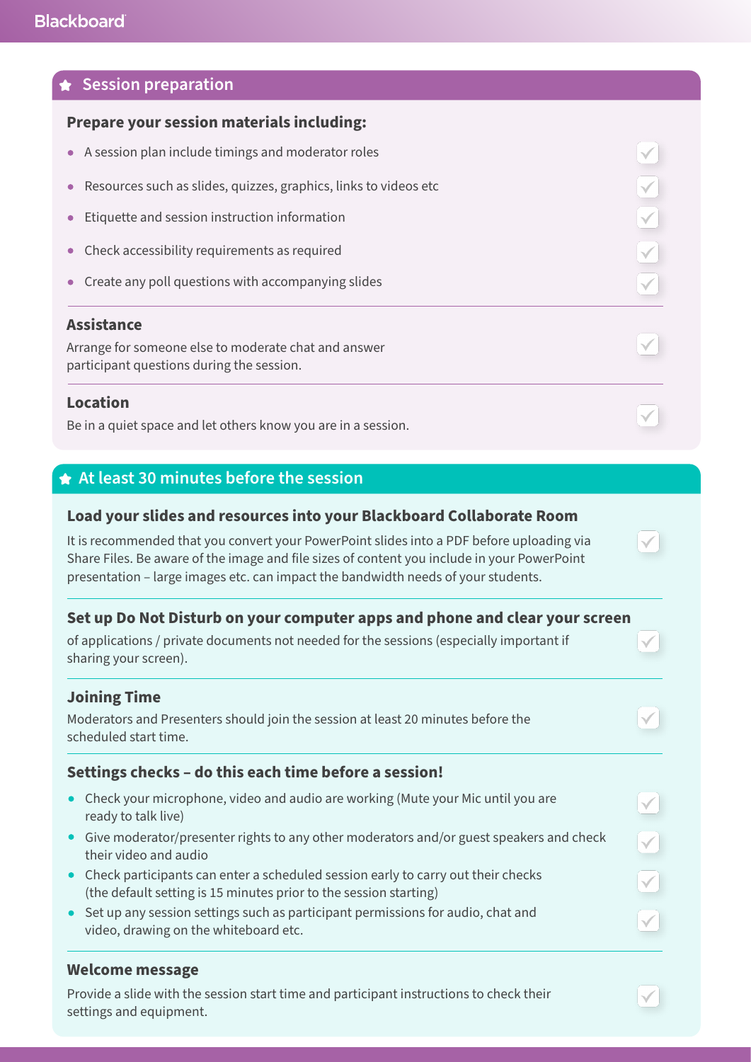## Session preparation

### Prepare your session materials including:

- A session plan include timings and moderator roles
- Resources such as slides, quizzes, graphics, links to videos etc
- Etiquette and session instruction information
- Check accessibility requirements as required
- Create any poll questions with accompanying slides

### Assistance

Arrange for someone else to moderate chat and answer participant questions during the session.

### Location

Be in a quiet space and let others know you are in a session.

## At least 30 minutes before the session

### Load your slides and resources into your Blackboard Collaborate Room

It is recommended that you convert your PowerPoint slides into a PDF before uploading via Share Files. Be aware of the image and file sizes of content you include in your PowerPoint presentation – large images etc. can impact the bandwidth needs of your students.

### Set up Do Not Disturb on your computer apps and phone and clear your screen

of applications / private documents not needed for the sessions (especially important if sharing your screen).

### Joining Time

Moderators and Presenters should join the session at least 20 minutes before the scheduled start time.

### Settings checks – do this each time before a session!

- Check your microphone, video and audio are working (Mute your Mic until you are ready to talk live)
- Give moderator/presenter rights to any other moderators and/or guest speakers and check their video and audio
- Check participants can enter a scheduled session early to carry out their checks (the default setting is 15 minutes prior to the session starting)
- Set up any session settings such as participant permissions for audio, chat and video, drawing on the whiteboard etc.

### Welcome message

Provide a slide with the session start time and participant instructions to check their settings and equipment.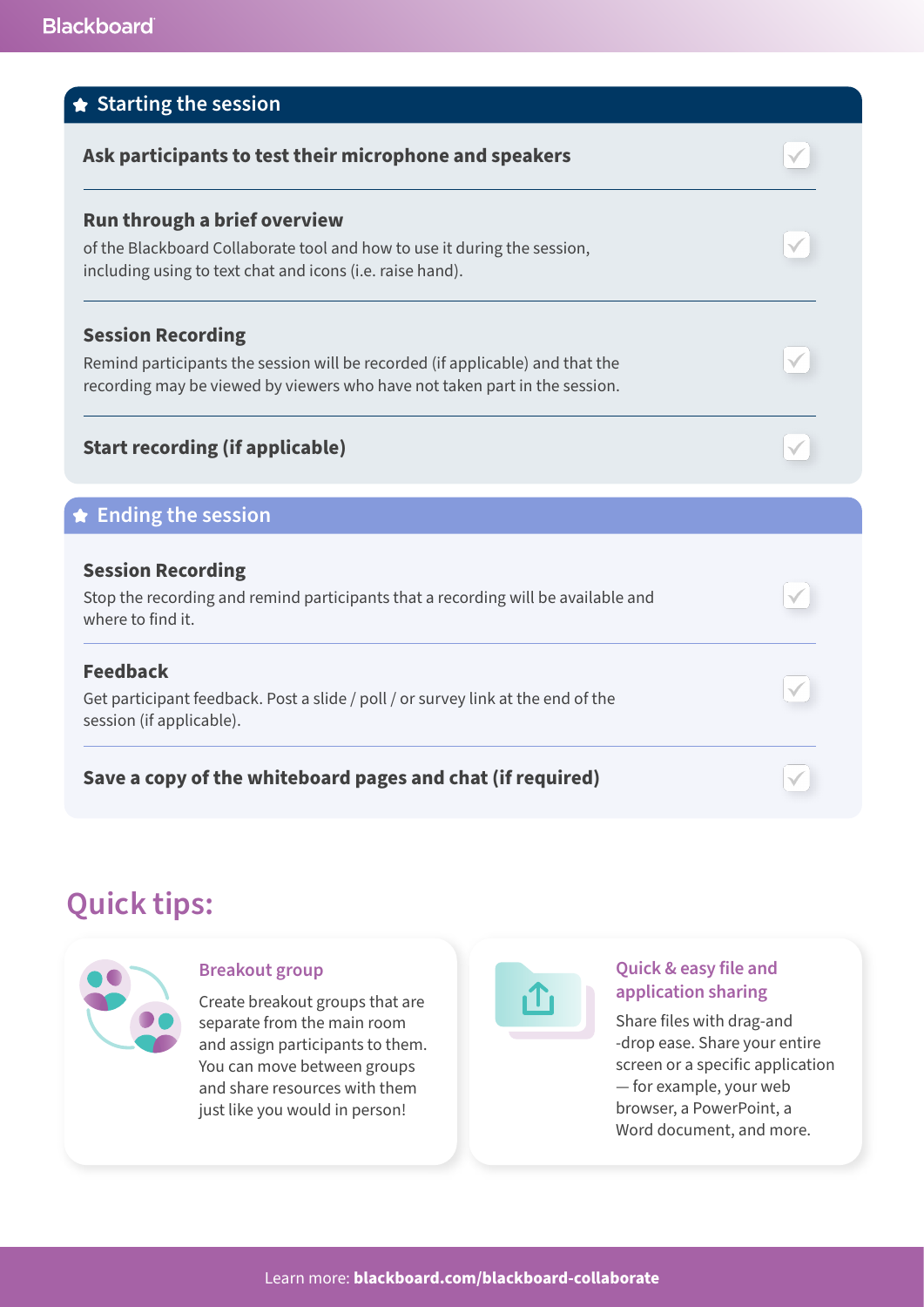## Starting the session

**Ask participants to test their microphone and speakers**

**Run through a brief overview**
of the Blackboard Collaborate tool and how to use it during the session, including using to text chat and icons (i.e. raise hand).

**Session Recording**
Remind participants the session will be recorded (if applicable) and that the recording may be viewed by viewers who have not taken part in the session.

**Start recording (if applicable)**

## Ending the session

**Session Recording**
Stop the recording and remind participants that a recording will be available and where to find it.

**Feedback**
Get participant feedback. Post a slide / poll / or survey link at the end of the session (if applicable).

**Save a copy of the whiteboard pages and chat (if required)**

# Quick tips:

### Breakout group

Create breakout groups that are separate from the main room and assign participants to them. You can move between groups and share resources with them just like you would in person!

### Quick & easy file and application sharing

Share files with drag-and -drop ease. Share your entire screen or a specific application — for example, your web browser, a PowerPoint, a Word document, and more.

Learn more: **blackboard.com/blackboard-collaborate**